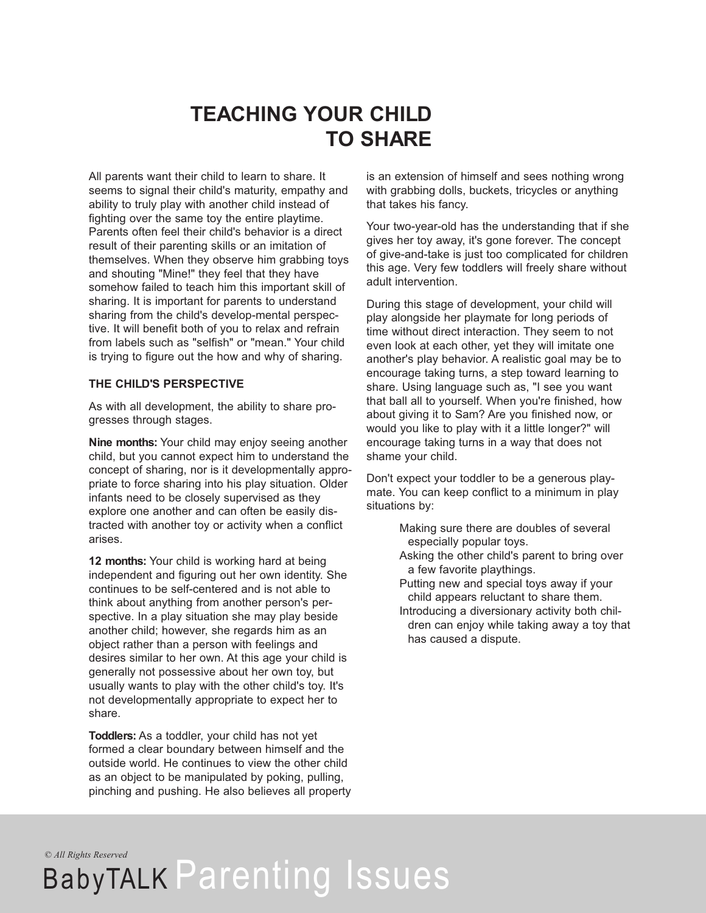# TEACHING YOUR CHILD TO SHARE

All parents want their child to learn to share. It seems to signal their child's maturity, empathy and ability to truly play with another child instead of fighting over the same toy the entire playtime. Parents often feel their child's behavior is a direct result of their parenting skills or an imitation of themselves. When they observe him grabbing toys and shouting "Mine!" they feel that they have somehow failed to teach him this important skill of sharing. It is important for parents to understand sharing from the child's develop-mental perspective. It will benefit both of you to relax and refrain from labels such as "selfish" or "mean." Your child is trying to figure out the how and why of sharing.

### THE CHILD'S PERSPECTIVE

As with all development, the ability to share progresses through stages.

**Nine months:** Your child may enjoy seeing another child, but you cannot expect him to understand the concept of sharing, nor is it developmentally appropriate to force sharing into his play situation. Older infants need to be closely supervised as they explore one another and can often be easily distracted with another toy or activity when a conflict arises.

**12 months:** Your child is working hard at being independent and figuring out her own identity. She continues to be self-centered and is not able to think about anything from another person's perspective. In a play situation she may play beside another child; however, she regards him as an object rather than a person with feelings and desires similar to her own. At this age your child is generally not possessive about her own toy, but usually wants to play with the other child's toy. It's not developmentally appropriate to expect her to share.

**Toddlers:** As a toddler, your child has not yet formed a clear boundary between himself and the outside world. He continues to view the other child as an object to be manipulated by poking, pulling, pinching and pushing. He also believes all property is an extension of himself and sees nothing wrong with grabbing dolls, buckets, tricycles or anything that takes his fancy.

Your two-year-old has the understanding that if she gives her toy away, it's gone forever. The concept of give-and-take is just too complicated for children this age. Very few toddlers will freely share without adult intervention.

During this stage of development, your child will play alongside her playmate for long periods of time without direct interaction. They seem to not even look at each other, yet they will imitate one another's play behavior. A realistic goal may be to encourage taking turns, a step toward learning to share. Using language such as, "I see you want that ball all to yourself. When you're finished, how about giving it to Sam? Are you finished now, or would you like to play with it a little longer?" will encourage taking turns in a way that does not shame your child.

Don't expect your toddler to be a generous playmate. You can keep conflict to a minimum in play situations by:

- Making sure there are doubles of several especially popular toys.
- Asking the other child's parent to bring over a few favorite playthings.
- Putting new and special toys away if your child appears reluctant to share them.
- Introducing a diversionary activity both children can enjoy while taking away a toy that has caused a dispute.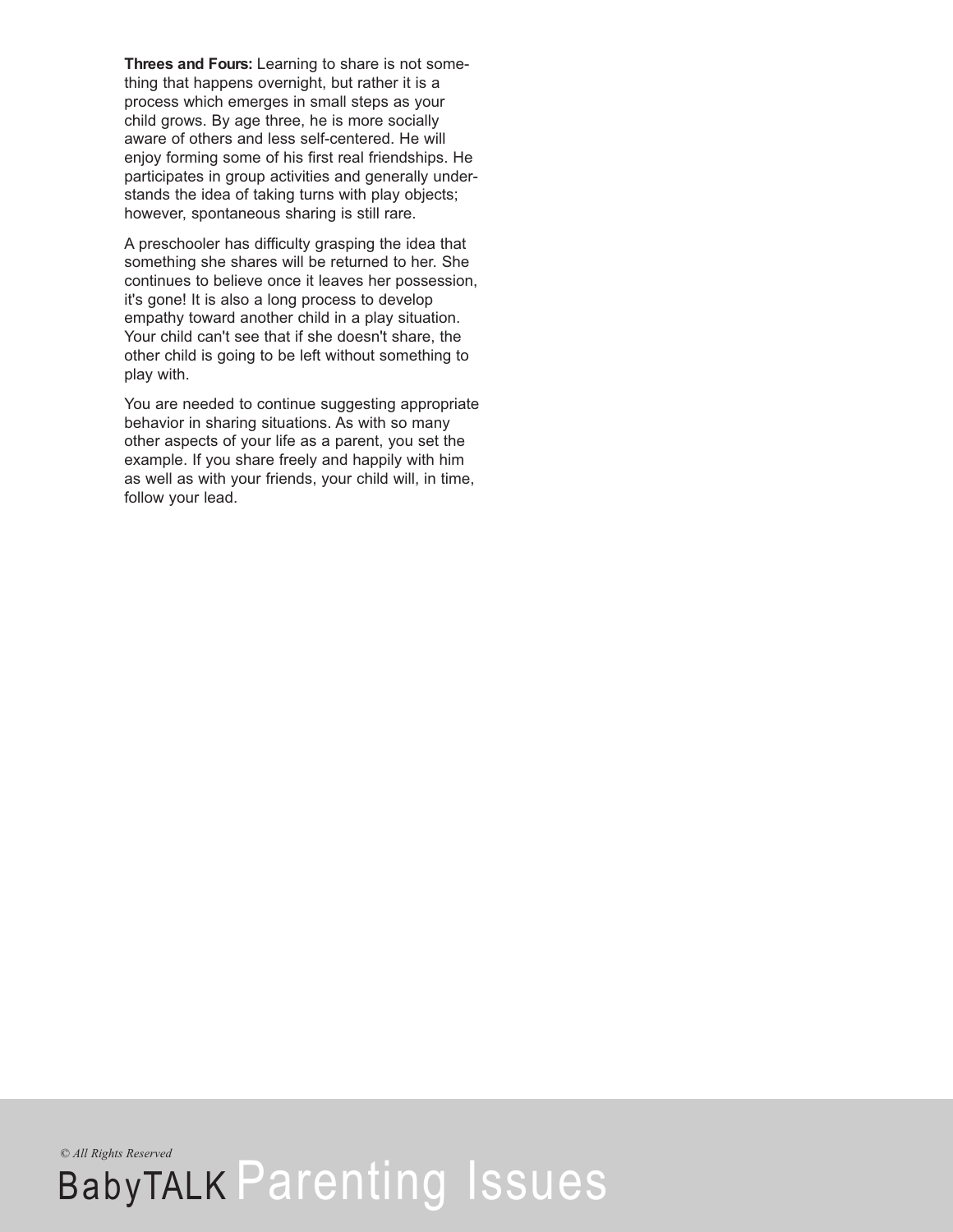**Threes and Fours:** Learning to share is not something that happens overnight, but rather it is a process which emerges in small steps as your child grows. By age three, he is more socially aware of others and less self-centered. He will enjoy forming some of his first real friendships. He participates in group activities and generally understands the idea of taking turns with play objects; however, spontaneous sharing is still rare.

A preschooler has difficulty grasping the idea that something she shares will be returned to her. She continues to believe once it leaves her possession, it's gone! It is also a long process to develop empathy toward another child in a play situation. Your child can't see that if she doesn't share, the other child is going to be left without something to play with.

You are needed to continue suggesting appropriate behavior in sharing situations. As with so many other aspects of your life as a parent, you set the example. If you share freely and happily with him as well as with your friends, your child will, in time, follow your lead.